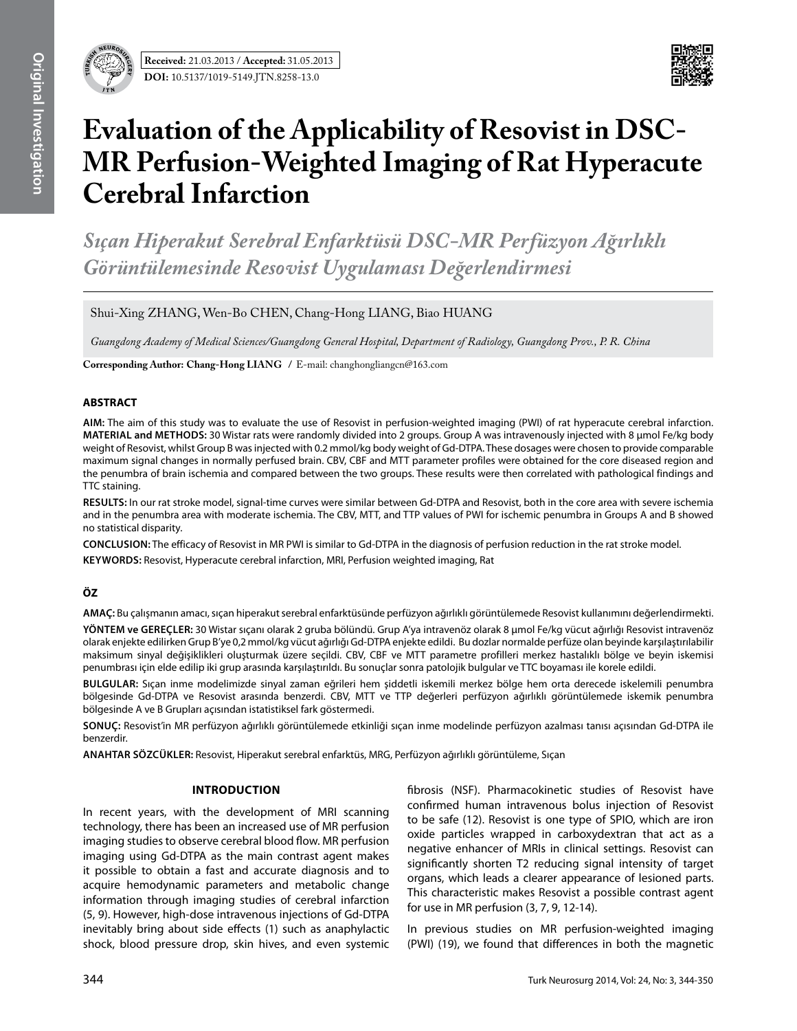**Received:** 21.03.2013 / **Accepted:** 31.05.2013

**DOI:** 10.5137/1019-5149.JTN.8258-13.0

# Evaluation of the Applicability of Resovist in DSC-MR Perfusion-Weighted Imaging of Rat Hyperacute Cerebral Infarction

## *Sıçan Hiperakut Serebral Enfarktüsü DSC-MR Perfüzyon Ağırlıklı Görüntülemesinde Resovist Uygulaması Değerlendirmesi*

Shui-Xing ZHANG, Wen-Bo CHEN, Chang-Hong LIANG, Biao HUANG

*Guangdong Academy of Medical Sciences/Guangdong General Hospital, Department of Radiology, Guangdong Prov., P. R. China*

**Corresponding Author: Chang-Hong LIANG** / E-mail: changhongliangcn@163.com

### ABSTRACT

**AIM:** The aim of this study was to evaluate the use of Resovist in perfusion-weighted imaging (PWI) of rat hyperacute cerebral infarction.

**MATERIAL and METHODS:** 30 Wistar rats were randomly divided into 2 groups. Group A was intravenously injected with 8 μmol Fe/kg body weight of Resovist, whilst Group B was injected with 0.2 mmol/kg body weight of Gd-DTPA. These dosages were chosen to provide comparable maximum signal changes in normally perfused brain. CBV, CBF and MTT parameter profiles were obtained for the core diseased region and the penumbra of brain ischemia and compared between the two groups. These results were then correlated with pathological findings and TTC staining.

**RESULTS:** In our rat stroke model, signal-time curves were similar between Gd-DTPA and Resovist, both in the core area with severe ischemia and in the penumbra area with moderate ischemia. The CBV, MTT, and TTP values of PWI for ischemic penumbra in Groups A and B showed no statistical disparity.

**CONCLUSION:** The efficacy of Resovist in MR PWI is similar to Gd-DTPA in the diagnosis of perfusion reduction in the rat stroke model.

**KEYWORDS:** Resovist, Hyperacute cerebral infarction, MRI, Perfusion weighted imaging, Rat

### ÖZ

**AMAÇ:** Bu çalışmanın amacı, sıçan hiperakut serebral enfarktüsünde perfüzyon ağırlıklı görüntülemede Resovist kullanımını değerlendirmekti.

**YÖNTEM ve GEREÇLER:** 30 Wistar sıçanı olarak 2 gruba bölündü. Grup A'ya intravenöz olarak 8 μmol Fe/kg vücut ağırlığı Resovist intravenöz olarak enjekte edilirken Grup B'ye 0,2 mmol/kg vücut ağırlığı Gd-DTPA enjekte edildi. Bu dozlar normalde perfüze olan beyinde karşılaştırılabilir maksimum sinyal değişiklikleri oluşturmak üzere seçildi. CBV, CBF ve MTT parametre profilleri merkez hastalıklı bölge ve beyin iskemisi penumbrası için elde edilip iki grup arasında karşılaştırıldı. Bu sonuçlar sonra patolojik bulgular ve TTC boyaması ile korele edildi.

**BULGULAR:** Sıçan inme modelimizde sinyal zaman eğrileri hem şiddetli iskemili merkez bölge hem orta derecede iskelemili penumbra bölgesinde Gd-DTPA ve Resovist arasında benzerdi. CBV, MTT ve TTP değerleri perfüzyon ağırlıklı görüntülemede iskemik penumbra bölgesinde A ve B Grupları açısından istatistiksel fark göstermedi.

**SONUÇ:** Resovist'in MR perfüzyon ağırlıklı görüntülemede etkinliği sıçan inme modelinde perfüzyon azalması tanısı açısından Gd-DTPA ile benzerdir.

**ANAHTAR SÖZCÜKLER:** Resovist, Hiperakut serebral enfarktüs, MRG, Perfüzyon ağırlıklı görüntüleme, Sıçan

### INTRODUCTION

In recent years, with the development of MRI scanning technology, there has been an increased use of MR perfusion imaging studies to observe cerebral blood flow. MR perfusion imaging using Gd-DTPA as the main contrast agent makes it possible to obtain a fast and accurate diagnosis and to acquire hemodynamic parameters and metabolic change information through imaging studies of cerebral infarction (5, 9). However, high-dose intravenous injections of Gd-DTPA inevitably bring about side effects (1) such as anaphylactic shock, blood pressure drop, skin hives, and even systemic fibrosis (NSF). Pharmacokinetic studies of Resovist have confirmed human intravenous bolus injection of Resovist to be safe (12). Resovist is one type of SPIO, which are iron oxide particles wrapped in carboxydextran that act as a negative enhancer of MRIs in clinical settings. Resovist can significantly shorten T2 reducing signal intensity of target organs, which leads a clearer appearance of lesioned parts. This characteristic makes Resovist a possible contrast agent for use in MR perfusion (3, 7, 9, 12-14).

In previous studies on MR perfusion-weighted imaging (PWI) (19), we found that differences in both the magnetic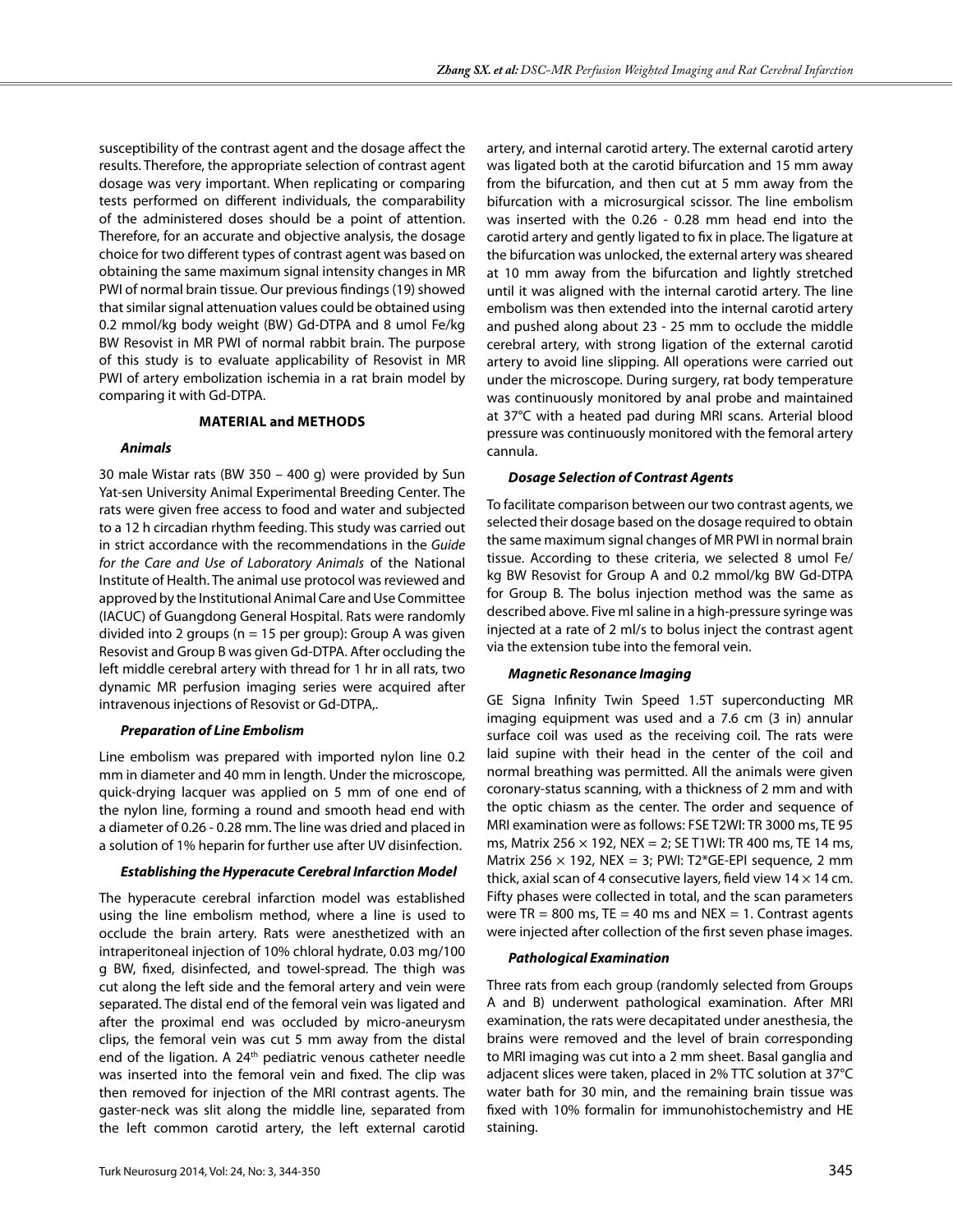susceptibility of the contrast agent and the dosage affect the results. Therefore, the appropriate selection of contrast agent dosage was very important. When replicating or comparing tests performed on different individuals, the comparability of the administered doses should be a point of attention. Therefore, for an accurate and objective analysis, the dosage choice for two different types of contrast agent was based on obtaining the same maximum signal intensity changes in MR PWI of normal brain tissue. Our previous findings (19) showed that similar signal attenuation values could be obtained using 0.2 mmol/kg body weight (BW) Gd-DTPA and 8 umol Fe/kg BW Resovist in MR PWI of normal rabbit brain. The purpose of this study is to evaluate applicability of Resovist in MR PWI of artery embolization ischemia in a rat brain model by comparing it with Gd-DTPA.

## MATERIAL and METHODS

### *Animals*

30 male Wistar rats (BW 350 – 400 g) were provided by Sun Yat-sen University Animal Experimental Breeding Center. The rats were given free access to food and water and subjected to a 12 h circadian rhythm feeding. This study was carried out in strict accordance with the recommendations in the *Guide for the Care and Use of Laboratory Animals* of the National Institute of Health. The animal use protocol was reviewed and approved by the Institutional Animal Care and Use Committee (IACUC) of Guangdong General Hospital. Rats were randomly divided into 2 groups (n = 15 per group): Group A was given Resovist and Group B was given Gd-DTPA. After occluding the left middle cerebral artery with thread for 1 hr in all rats, two dynamic MR perfusion imaging series were acquired after intravenous injections of Resovist or Gd-DTPA,.

### *Preparation of Line Embolism*

Line embolism was prepared with imported nylon line 0.2 mm in diameter and 40 mm in length. Under the microscope, quick-drying lacquer was applied on 5 mm of one end of the nylon line, forming a round and smooth head end with a diameter of 0.26 - 0.28 mm. The line was dried and placed in a solution of 1% heparin for further use after UV disinfection.

### *Establishing the Hyperacute Cerebral Infarction Model*

The hyperacute cerebral infarction model was established using the line embolism method, where a line is used to occlude the brain artery. Rats were anesthetized with an intraperitoneal injection of 10% chloral hydrate, 0.03 mg/100 g BW, fixed, disinfected, and towel-spread. The thigh was cut along the left side and the femoral artery and vein were separated. The distal end of the femoral vein was ligated and after the proximal end was occluded by micro-aneurysm clips, the femoral vein was cut 5 mm away from the distal end of the ligation. A 24th pediatric venous catheter needle was inserted into the femoral vein and fixed. The clip was then removed for injection of the MRI contrast agents. The gaster-neck was slit along the middle line, separated from the left common carotid artery, the left external carotid artery, and internal carotid artery. The external carotid artery was ligated both at the carotid bifurcation and 15 mm away from the bifurcation, and then cut at 5 mm away from the bifurcation with a microsurgical scissor. The line embolism was inserted with the 0.26 - 0.28 mm head end into the carotid artery and gently ligated to fix in place. The ligature at the bifurcation was unlocked, the external artery was sheared at 10 mm away from the bifurcation and lightly stretched until it was aligned with the internal carotid artery. The line embolism was then extended into the internal carotid artery and pushed along about 23 - 25 mm to occlude the middle cerebral artery, with strong ligation of the external carotid artery to avoid line slipping. All operations were carried out under the microscope. During surgery, rat body temperature was continuously monitored by anal probe and maintained at 37°C with a heated pad during MRI scans. Arterial blood pressure was continuously monitored with the femoral artery cannula.

### *Dosage Selection of Contrast Agents*

To facilitate comparison between our two contrast agents, we selected their dosage based on the dosage required to obtain the same maximum signal changes of MR PWI in normal brain tissue. According to these criteria, we selected 8 umol Fe/kg BW Resovist for Group A and 0.2 mmol/kg BW Gd-DTPA for Group B. The bolus injection method was the same as described above. Five ml saline in a high-pressure syringe was injected at a rate of 2 ml/s to bolus inject the contrast agent via the extension tube into the femoral vein.

### *Magnetic Resonance Imaging*

GE Signa Infinity Twin Speed 1.5T superconducting MR imaging equipment was used and a 7.6 cm (3 in) annular surface coil was used as the receiving coil. The rats were laid supine with their head in the center of the coil and normal breathing was permitted. All the animals were given coronary-status scanning, with a thickness of 2 mm and with the optic chiasm as the center. The order and sequence of MRI examination were as follows: FSE T2WI: TR 3000 ms, TE 95 ms, Matrix 256 × 192, NEX = 2; SE T1WI: TR 400 ms, TE 14 ms, Matrix 256 × 192, NEX = 3; PWI: T2*GE-EPI sequence, 2 mm thick, axial scan of 4 consecutive layers, field view 14 × 14 cm. Fifty phases were collected in total, and the scan parameters were TR = 800 ms, TE = 40 ms and NEX = 1. Contrast agents were injected after collection of the first seven phase images.

### *Pathological Examination*

Three rats from each group (randomly selected from Groups A and B) underwent pathological examination. After MRI examination, the rats were decapitated under anesthesia, the brains were removed and the level of brain corresponding to MRI imaging was cut into a 2 mm sheet. Basal ganglia and adjacent slices were taken, placed in 2% TTC solution at 37°C water bath for 30 min, and the remaining brain tissue was fixed with 10% formalin for immunohistochemistry and HE staining.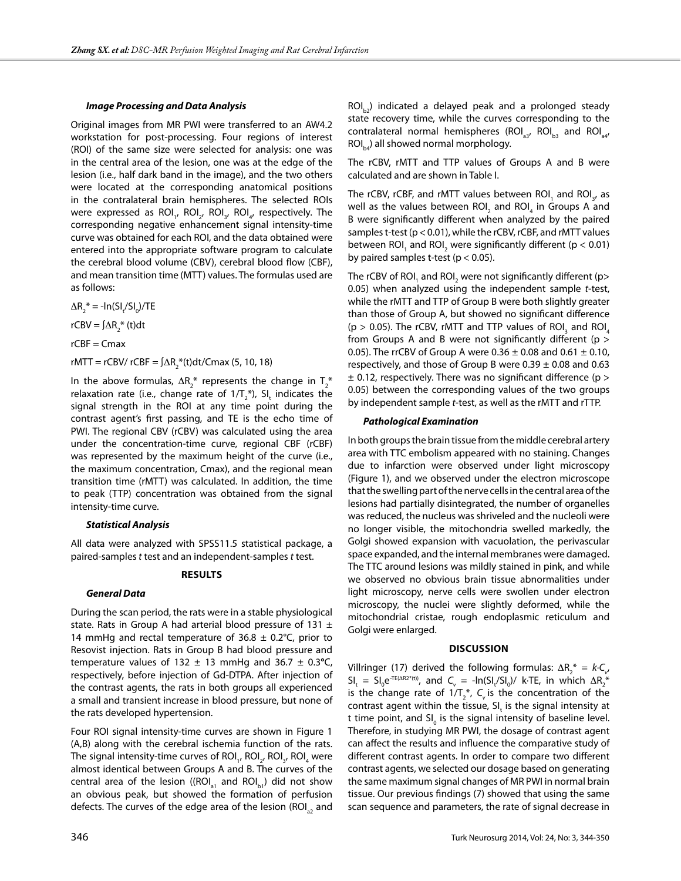### Image Processing and Data Analysis

Original images from MR PWI were transferred to an AW4.2 workstation for post-processing. Four regions of interest (ROI) of the same size were selected for analysis: one was in the central area of the lesion, one was at the edge of the lesion (i.e., half dark band in the image), and the two others were located at the corresponding anatomical positions in the contralateral brain hemispheres. The selected ROIs were expressed as $ROI_1$, $ROI_2$, $ROI_3$, $ROI_4$, respectively. The corresponding negative enhancement signal intensity-time curve was obtained for each ROI, and the data obtained were entered into the appropriate software program to calculate the cerebral blood volume (CBV), cerebral blood flow (CBF), and mean transition time (MTT) values. The formulas used are as follows:

$\Delta R_2^* = -\ln(SI_t/SI_0)/TE$

$rCBV = \int \Delta R_2^*(t)dt$

$rCBF = Cmax$

$rMTT = rCBV/ rCBF = \int \Delta R_2^*(t)dt/Cmax$ (5, 10, 18)

In the above formulas, $\Delta R_2^*$ represents the change in $T_2^*$ relaxation rate (i.e., change rate of $1/T_2^*$), $SI_t$ indicates the signal strength in the ROI at any time point during the contrast agent's first passing, and TE is the echo time of PWI. The regional CBV (rCBV) was calculated using the area under the concentration-time curve, regional CBF (rCBF) was represented by the maximum height of the curve (i.e., the maximum concentration, Cmax), and the regional mean transition time (rMTT) was calculated. In addition, the time to peak (TTP) concentration was obtained from the signal intensity-time curve.

### Statistical Analysis

All data were analyzed with SPSS11.5 statistical package, a paired-samples *t* test and an independent-samples *t* test.

## RESULTS

### General Data

During the scan period, the rats were in a stable physiological state. Rats in Group A had arterial blood pressure of 131 ± 14 mmHg and rectal temperature of 36.8 ± 0.2°C, prior to Resovist injection. Rats in Group B had blood pressure and temperature values of 132 ± 13 mmHg and 36.7 ± 0.3°C, respectively, before injection of Gd-DTPA. After injection of the contrast agents, the rats in both groups all experienced a small and transient increase in blood pressure, but none of the rats developed hypertension.

Four ROI signal intensity-time curves are shown in Figure 1 (A,B) along with the cerebral ischemia function of the rats. The signal intensity-time curves of $ROI_1$, $ROI_2$, $ROI_3$, $ROI_4$ were almost identical between Groups A and B. The curves of the central area of the lesion (($ROI_{a1}$ and $ROI_{b1}$) did not show an obvious peak, but showed the formation of perfusion defects. The curves of the edge area of the lesion ($ROI_{a2}$ and $ROI_{b2}$) indicated a delayed peak and a prolonged steady state recovery time, while the curves corresponding to the contralateral normal hemispheres ($ROI_{a3}$, $ROI_{b3}$ and $ROI_{a4}$, $ROI_{b4}$) all showed normal morphology.

The rCBV, rMTT and TTP values of Groups A and B were calculated and are shown in Table I.

The rCBV, rCBF, and rMTT values between $ROI_1$ and $ROI_3$, as well as the values between $ROI_2$ and $ROI_4$ in Groups A and B were significantly different when analyzed by the paired samples t-test ($p < 0.01$), while the rCBV, rCBF, and rMTT values between $ROI_1$ and $ROI_2$ were significantly different ($p < 0.01$) by paired samples t-test ($p < 0.05$).

The rCBV of $ROI_1$ and $ROI_2$ were not significantly different ($p > 0.05$) when analyzed using the independent sample *t*-test, while the rMTT and TTP of Group B were both slightly greater than those of Group A, but showed no significant difference ($p > 0.05$). The rCBV, rMTT and TTP values of $ROI_3$ and $ROI_4$ from Groups A and B were not significantly different ($p > 0.05$). The rrCBV of Group A were 0.36 ± 0.08 and 0.61 ± 0.10, respectively, and those of Group B were 0.39 ± 0.08 and 0.63 ± 0.12, respectively. There was no significant difference ($p > 0.05$) between the corresponding values of the two groups by independent sample *t*-test, as well as the rMTT and rTTP.

### Pathological Examination

In both groups the brain tissue from the middle cerebral artery area with TTC embolism appeared with no staining. Changes due to infarction were observed under light microscopy (Figure 1), and we observed under the electron microscope that the swelling part of the nerve cells in the central area of the lesions had partially disintegrated, the number of organelles was reduced, the nucleus was shriveled and the nucleoli were no longer visible, the mitochondria swelled markedly, the Golgi showed expansion with vacuolation, the perivascular space expanded, and the internal membranes were damaged. The TTC around lesions was mildly stained in pink, and while we observed no obvious brain tissue abnormalities under light microscopy, nerve cells were swollen under electron microscopy, the nuclei were slightly deformed, while the mitochondrial cristae, rough endoplasmic reticulum and Golgi were enlarged.

## DISCUSSION

Villringer (17) derived the following formulas: $\Delta R_2^* = k \cdot C_v$, $SI_t = SI_0 e^{-TE(\Delta R2^*(t))}$, and $C_v = -\ln(SI_t/SI_0)/ k \cdot TE$, in which $\Delta R_2^*$ is the change rate of $1/T_2^*$, $C_v$ is the concentration of the contrast agent within the tissue, $SI_t$ is the signal intensity at t time point, and $SI_0$ is the signal intensity of baseline level. Therefore, in studying MR PWI, the dosage of contrast agent can affect the results and influence the comparative study of different contrast agents. In order to compare two different contrast agents, we selected our dosage based on generating the same maximum signal changes of MR PWI in normal brain tissue. Our previous findings (7) showed that using the same scan sequence and parameters, the rate of signal decrease in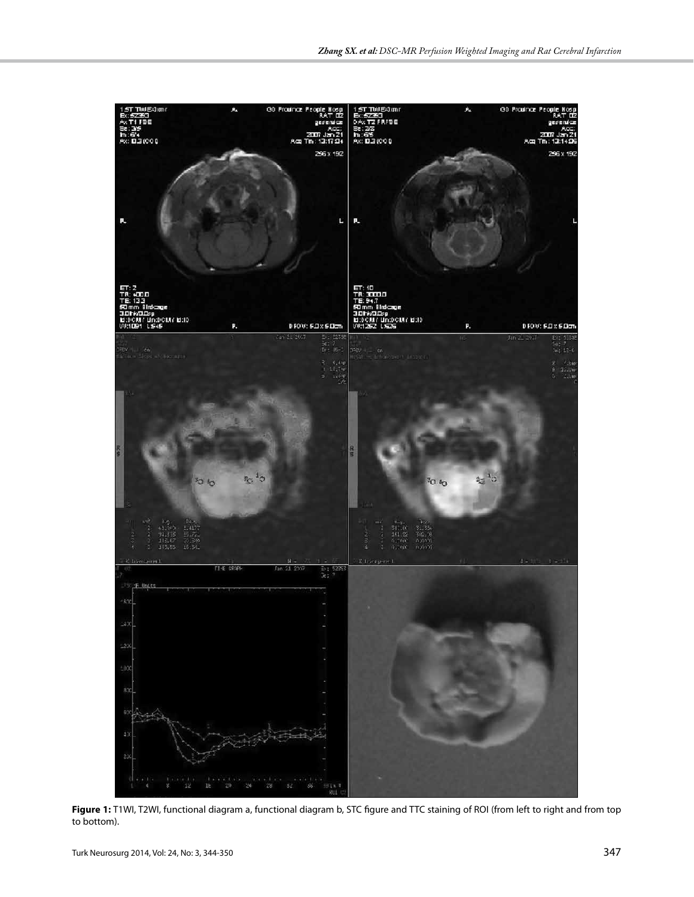**Figure 1:** T1WI, T2WI, functional diagram a, functional diagram b, STC figure and TTC staining of ROI (from left to right and from top to bottom).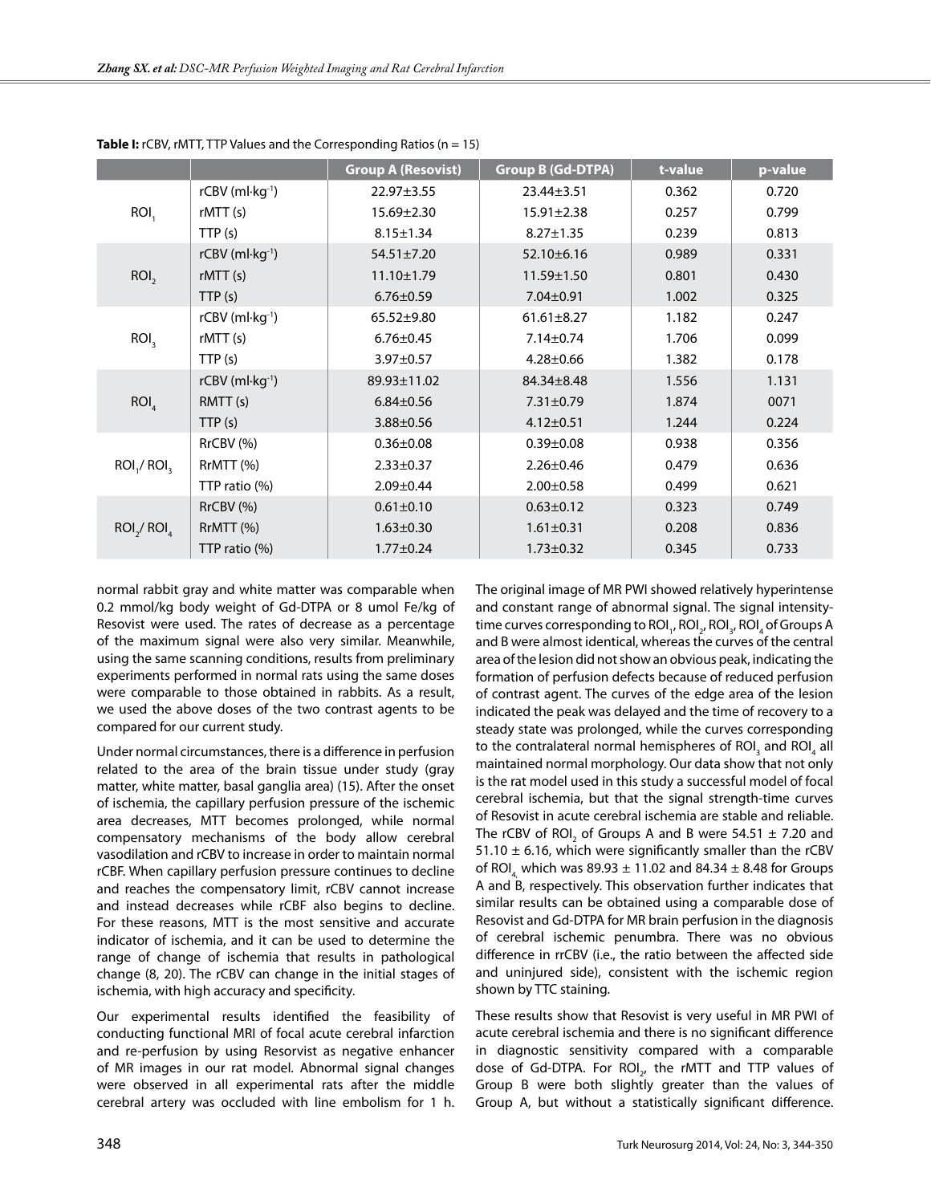**Table I:** rCBV, rMTT, TTP Values and the Corresponding Ratios (n = 15)

| | | Group A (Resovist) | Group B (Gd-DTPA) | t-value | p-value |
|---|---|---|---|---|---|
| $ROI_1$ | rCBV ($ml \cdot kg^{-1}$) | 22.97±3.55 | 23.44±3.51 | 0.362 | 0.720 |
| | rMTT (s) | 15.69±2.30 | 15.91±2.38 | 0.257 | 0.799 |
| | TTP (s) | 8.15±1.34 | 8.27±1.35 | 0.239 | 0.813 |
| $ROI_2$ | rCBV ($ml \cdot kg^{-1}$) | 54.51±7.20 | 52.10±6.16 | 0.989 | 0.331 |
| | rMTT (s) | 11.10±1.79 | 11.59±1.50 | 0.801 | 0.430 |
| | TTP (s) | 6.76±0.59 | 7.04±0.91 | 1.002 | 0.325 |
| $ROI_3$ | rCBV ($ml \cdot kg^{-1}$) | 65.52±9.80 | 61.61±8.27 | 1.182 | 0.247 |
| | rMTT (s) | 6.76±0.45 | 7.14±0.74 | 1.706 | 0.099 |
| | TTP (s) | 3.97±0.57 | 4.28±0.66 | 1.382 | 0.178 |
| $ROI_4$ | rCBV ($ml \cdot kg^{-1}$) | 89.93±11.02 | 84.34±8.48 | 1.556 | 1.131 |
| | RMTT (s) | 6.84±0.56 | 7.31±0.79 | 1.874 | 0071 |
| | TTP (s) | 3.88±0.56 | 4.12±0.51 | 1.244 | 0.224 |
| $ROI_1$/ $ROI_3$ | RrCBV (%) | 0.36±0.08 | 0.39±0.08 | 0.938 | 0.356 |
| | RrMTT (%) | 2.33±0.37 | 2.26±0.46 | 0.479 | 0.636 |
| | TTP ratio (%) | 2.09±0.44 | 2.00±0.58 | 0.499 | 0.621 |
| $ROI_2$/ $ROI_4$ | RrCBV (%) | 0.61±0.10 | 0.63±0.12 | 0.323 | 0.749 |
| | RrMTT (%) | 1.63±0.30 | 1.61±0.31 | 0.208 | 0.836 |
| | TTP ratio (%) | 1.77±0.24 | 1.73±0.32 | 0.345 | 0.733 |

normal rabbit gray and white matter was comparable when 0.2 mmol/kg body weight of Gd-DTPA or 8 umol Fe/kg of Resovist were used. The rates of decrease as a percentage of the maximum signal were also very similar. Meanwhile, using the same scanning conditions, results from preliminary experiments performed in normal rats using the same doses were comparable to those obtained in rabbits. As a result, we used the above doses of the two contrast agents to be compared for our current study.

Under normal circumstances, there is a difference in perfusion related to the area of the brain tissue under study (gray matter, white matter, basal ganglia area) (15). After the onset of ischemia, the capillary perfusion pressure of the ischemic area decreases, MTT becomes prolonged, while normal compensatory mechanisms of the body allow cerebral vasodilation and rCBV to increase in order to maintain normal rCBF. When capillary perfusion pressure continues to decline and reaches the compensatory limit, rCBV cannot increase and instead decreases while rCBF also begins to decline. For these reasons, MTT is the most sensitive and accurate indicator of ischemia, and it can be used to determine the range of change of ischemia that results in pathological change (8, 20). The rCBV can change in the initial stages of ischemia, with high accuracy and specificity.

Our experimental results identified the feasibility of conducting functional MRI of focal acute cerebral infarction and re-perfusion by using Resorvist as negative enhancer of MR images in our rat model. Abnormal signal changes were observed in all experimental rats after the middle cerebral artery was occluded with line embolism for 1 h. The original image of MR PWI showed relatively hyperintense and constant range of abnormal signal. The signal intensity-time curves corresponding to $ROI_1$, $ROI_2$, $ROI_3$, $ROI_4$ of Groups A and B were almost identical, whereas the curves of the central area of the lesion did not show an obvious peak, indicating the formation of perfusion defects because of reduced perfusion of contrast agent. The curves of the edge area of the lesion indicated the peak was delayed and the time of recovery to a steady state was prolonged, while the curves corresponding to the contralateral normal hemispheres of $ROI_3$ and $ROI_4$ all maintained normal morphology. Our data show that not only is the rat model used in this study a successful model of focal cerebral ischemia, but that the signal strength-time curves of Resovist in acute cerebral ischemia are stable and reliable. The rCBV of $ROI_2$ of Groups A and B were 54.51 ± 7.20 and 51.10 ± 6.16, which were significantly smaller than the rCBV of $ROI_4$ which was 89.93 ± 11.02 and 84.34 ± 8.48 for Groups A and B, respectively. This observation further indicates that similar results can be obtained using a comparable dose of Resovist and Gd-DTPA for MR brain perfusion in the diagnosis of cerebral ischemic penumbra. There was no obvious difference in rrCBV (i.e., the ratio between the affected side and uninjured side), consistent with the ischemic region shown by TTC staining.

These results show that Resovist is very useful in MR PWI of acute cerebral ischemia and there is no significant difference in diagnostic sensitivity compared with a comparable dose of Gd-DTPA. For $ROI_2$, the rMTT and TTP values of Group B were both slightly greater than the values of Group A, but without a statistically significant difference.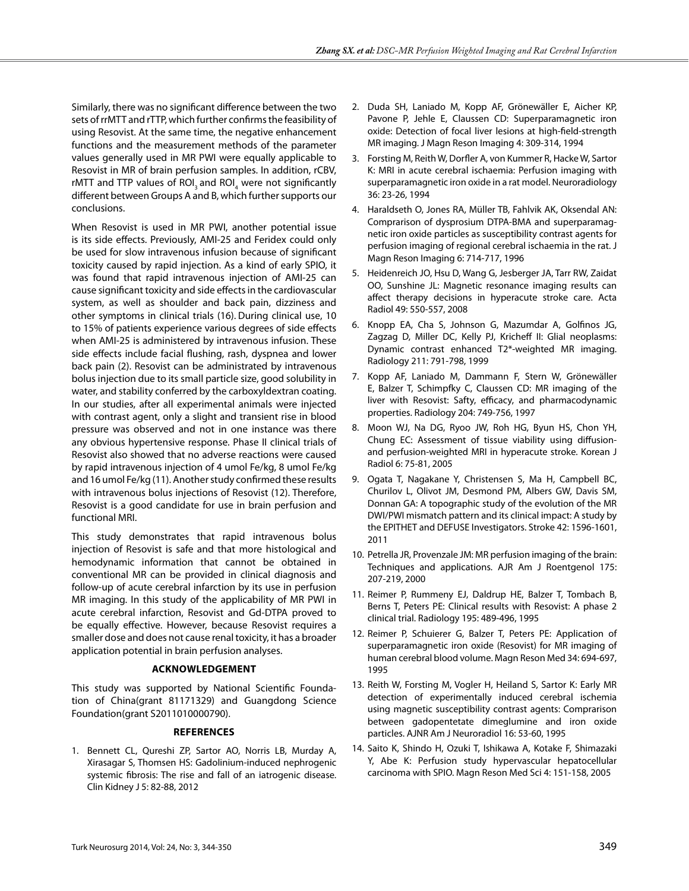Similarly, there was no significant difference between the two sets of rrMTT and rTTP, which further confirms the feasibility of using Resovist. At the same time, the negative enhancement functions and the measurement methods of the parameter values generally used in MR PWI were equally applicable to Resovist in MR of brain perfusion samples. In addition, rCBV, rMTT and TTP values of $ROI_3$ and $ROI_4$ were not significantly different between Groups A and B, which further supports our conclusions.

When Resovist is used in MR PWI, another potential issue is its side effects. Previously, AMI-25 and Feridex could only be used for slow intravenous infusion because of significant toxicity caused by rapid injection. As a kind of early SPIO, it was found that rapid intravenous injection of AMI-25 can cause significant toxicity and side effects in the cardiovascular system, as well as shoulder and back pain, dizziness and other symptoms in clinical trials (16). During clinical use, 10 to 15% of patients experience various degrees of side effects when AMI-25 is administered by intravenous infusion. These side effects include facial flushing, rash, dyspnea and lower back pain (2). Resovist can be administrated by intravenous bolus injection due to its small particle size, good solubility in water, and stability conferred by the carboxyldextran coating. In our studies, after all experimental animals were injected with contrast agent, only a slight and transient rise in blood pressure was observed and not in one instance was there any obvious hypertensive response. Phase II clinical trials of Resovist also showed that no adverse reactions were caused by rapid intravenous injection of 4 umol Fe/kg, 8 umol Fe/kg and 16 umol Fe/kg (11). Another study confirmed these results with intravenous bolus injections of Resovist (12). Therefore, Resovist is a good candidate for use in brain perfusion and functional MRI.

This study demonstrates that rapid intravenous bolus injection of Resovist is safe and that more histological and hemodynamic information that cannot be obtained in conventional MR can be provided in clinical diagnosis and follow-up of acute cerebral infarction by its use in perfusion MR imaging. In this study of the applicability of MR PWI in acute cerebral infarction, Resovist and Gd-DTPA proved to be equally effective. However, because Resovist requires a smaller dose and does not cause renal toxicity, it has a broader application potential in brain perfusion analyses.

## ACKNOWLEDGEMENT

This study was supported by National Scientific Foundation of China(grant 81171329) and Guangdong Science Foundation(grant S2011010000790).

## REFERENCES

1. Bennett CL, Qureshi ZP, Sartor AO, Norris LB, Murday A, Xirasagar S, Thomsen HS: Gadolinium-induced nephrogenic systemic fibrosis: The rise and fall of an iatrogenic disease. Clin Kidney J 5: 82-88, 2012
2. Duda SH, Laniado M, Kopp AF, Grönewäller E, Aicher KP, Pavone P, Jehle E, Claussen CD: Superparamagnetic iron oxide: Detection of focal liver lesions at high-field-strength MR imaging. J Magn Reson Imaging 4: 309-314, 1994
3. Forsting M, Reith W, Dorfler A, von Kummer R, Hacke W, Sartor K: MRI in acute cerebral ischaemia: Perfusion imaging with superparamagnetic iron oxide in a rat model. Neuroradiology 36: 23-26, 1994
4. Haraldseth O, Jones RA, Müller TB, Fahlvik AK, Oksendal AN: Comprarison of dysprosium DTPA-BMA and superparamagnetic iron oxide particles as susceptibility contrast agents for perfusion imaging of regional cerebral ischaemia in the rat. J Magn Reson Imaging 6: 714-717, 1996
5. Heidenreich JO, Hsu D, Wang G, Jesberger JA, Tarr RW, Zaidat OO, Sunshine JL: Magnetic resonance imaging results can affect therapy decisions in hyperacute stroke care. Acta Radiol 49: 550-557, 2008
6. Knopp EA, Cha S, Johnson G, Mazumdar A, Golfinos JG, Zagzag D, Miller DC, Kelly PJ, Kricheff II: Glial neoplasms: Dynamic contrast enhanced T2*-weighted MR imaging. Radiology 211: 791-798, 1999
7. Kopp AF, Laniado M, Dammann F, Stern W, Grönewäller E, Balzer T, Schimpfky C, Claussen CD: MR imaging of the liver with Resovist: Safty, efficacy, and pharmacodynamic properties. Radiology 204: 749-756, 1997
8. Moon WJ, Na DG, Ryoo JW, Roh HG, Byun HS, Chon YH, Chung EC: Assessment of tissue viability using diffusion- and perfusion-weighted MRI in hyperacute stroke. Korean J Radiol 6: 75-81, 2005
9. Ogata T, Nagakane Y, Christensen S, Ma H, Campbell BC, Churilov L, Olivot JM, Desmond PM, Albers GW, Davis SM, Donnan GA: A topographic study of the evolution of the MR DWI/PWI mismatch pattern and its clinical impact: A study by the EPITHET and DEFUSE Investigators. Stroke 42: 1596-1601, 2011
10. Petrella JR, Provenzale JM: MR perfusion imaging of the brain: Techniques and applications. AJR Am J Roentgenol 175: 207-219, 2000
11. Reimer P, Rummeny EJ, Daldrup HE, Balzer T, Tombach B, Berns T, Peters PE: Clinical results with Resovist: A phase 2 clinical trial. Radiology 195: 489-496, 1995
12. Reimer P, Schuierer G, Balzer T, Peters PE: Application of superparamagnetic iron oxide (Resovist) for MR imaging of human cerebral blood volume. Magn Reson Med 34: 694-697, 1995
13. Reith W, Forsting M, Vogler H, Heiland S, Sartor K: Early MR detection of experimentally induced cerebral ischemia using magnetic susceptibility contrast agents: Comprarison between gadopentetate dimeglumine and iron oxide particles. AJNR Am J Neuroradiol 16: 53-60, 1995
14. Saito K, Shindo H, Ozuki T, Ishikawa A, Kotake F, Shimazaki Y, Abe K: Perfusion study hypervascular hepatocellular carcinoma with SPIO. Magn Reson Med Sci 4: 151-158, 2005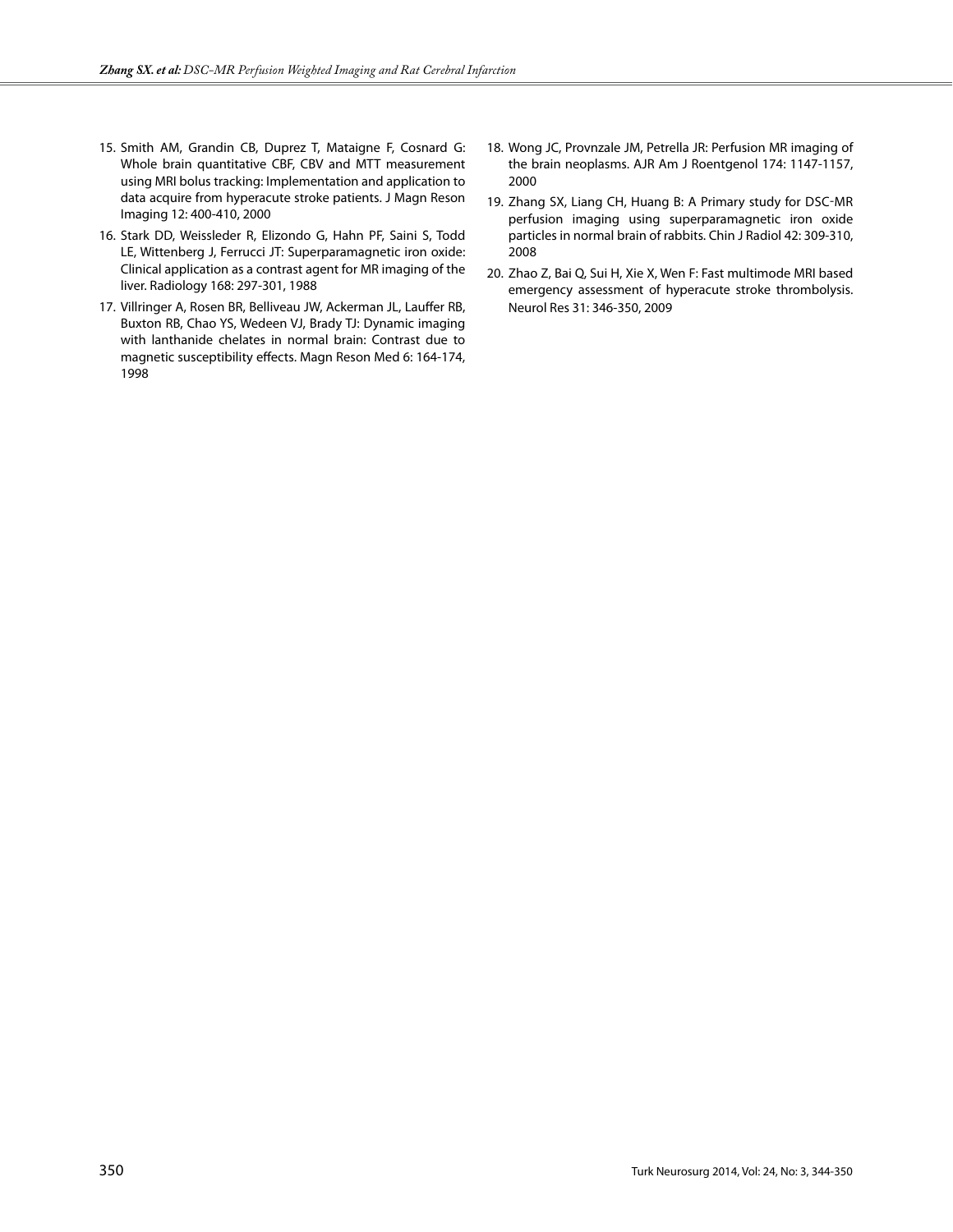15. Smith AM, Grandin CB, Duprez T, Mataigne F, Cosnard G: Whole brain quantitative CBF, CBV and MTT measurement using MRI bolus tracking: Implementation and application to data acquire from hyperacute stroke patients. J Magn Reson Imaging 12: 400-410, 2000

16. Stark DD, Weissleder R, Elizondo G, Hahn PF, Saini S, Todd LE, Wittenberg J, Ferrucci JT: Superparamagnetic iron oxide: Clinical application as a contrast agent for MR imaging of the liver. Radiology 168: 297-301, 1988

17. Villringer A, Rosen BR, Belliveau JW, Ackerman JL, Lauffer RB, Buxton RB, Chao YS, Wedeen VJ, Brady TJ: Dynamic imaging with lanthanide chelates in normal brain: Contrast due to magnetic susceptibility effects. Magn Reson Med 6: 164-174, 1998

18. Wong JC, Provnzale JM, Petrella JR: Perfusion MR imaging of the brain neoplasms. AJR Am J Roentgenol 174: 1147-1157, 2000

19. Zhang SX, Liang CH, Huang B: A Primary study for DSC-MR perfusion imaging using superparamagnetic iron oxide particles in normal brain of rabbits. Chin J Radiol 42: 309-310, 2008

20. Zhao Z, Bai Q, Sui H, Xie X, Wen F: Fast multimode MRI based emergency assessment of hyperacute stroke thrombolysis. Neurol Res 31: 346-350, 2009